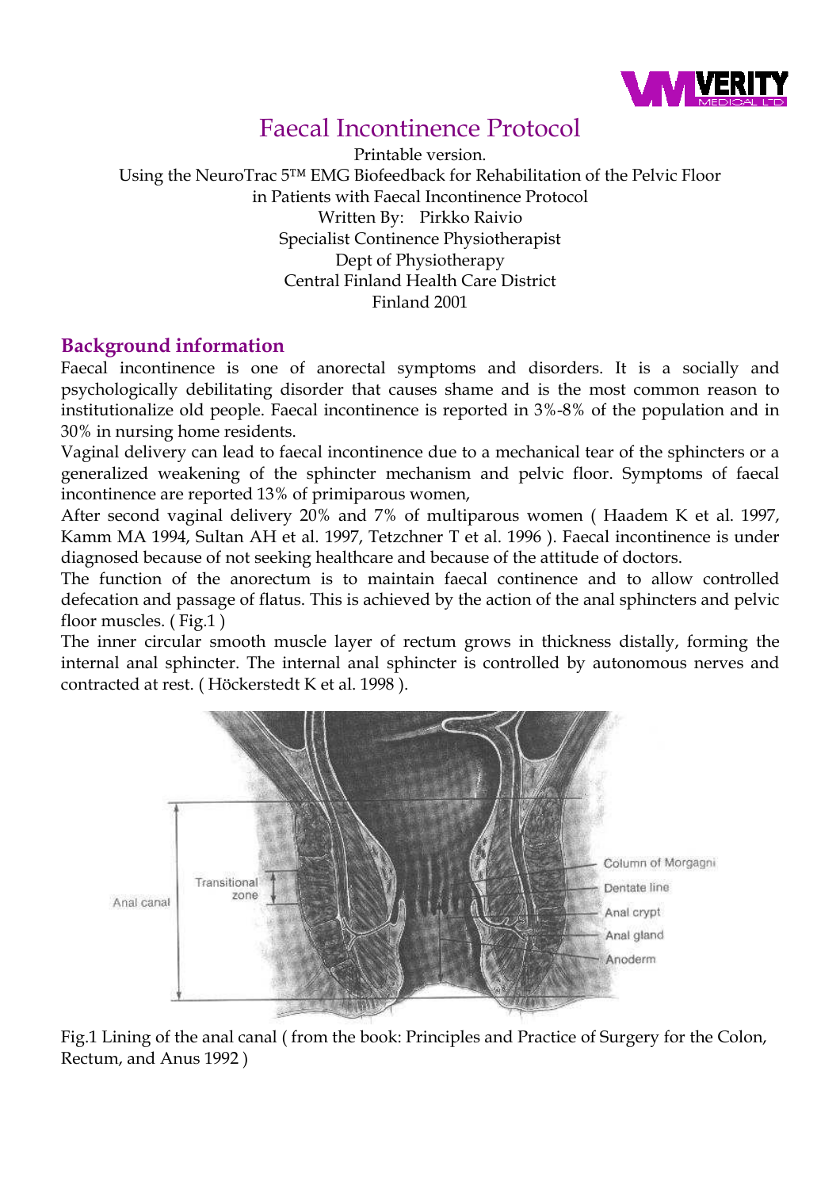# Faecal Incontinence Protocol

Printable version.
Using the NeuroTrac 5™ EMG Biofeedback for Rehabilitation of the Pelvic Floor in Patients with Faecal Incontinence Protocol
Written By: Pirkko Raivio
Specialist Continence Physiotherapist
Dept of Physiotherapy
Central Finland Health Care District
Finland 2001

## Background information

Faecal incontinence is one of anorectal symptoms and disorders. It is a socially and psychologically debilitating disorder that causes shame and is the most common reason to institutionalize old people. Faecal incontinence is reported in 3%-8% of the population and in 30% in nursing home residents.

Vaginal delivery can lead to faecal incontinence due to a mechanical tear of the sphincters or a generalized weakening of the sphincter mechanism and pelvic floor. Symptoms of faecal incontinence are reported 13% of primiparous women,

After second vaginal delivery 20% and 7% of multiparous women ( Haadem K et al. 1997, Kamm MA 1994, Sultan AH et al. 1997, Tetzchner T et al. 1996 ). Faecal incontinence is under diagnosed because of not seeking healthcare and because of the attitude of doctors.

The function of the anorectum is to maintain faecal continence and to allow controlled defecation and passage of flatus. This is achieved by the action of the anal sphincters and pelvic floor muscles. ( Fig.1 )

The inner circular smooth muscle layer of rectum grows in thickness distally, forming the internal anal sphincter. The internal anal sphincter is controlled by autonomous nerves and contracted at rest. ( Höckerstedt K et al. 1998 ).

Fig.1 Lining of the anal canal ( from the book: Principles and Practice of Surgery for the Colon, Rectum, and Anus 1992 )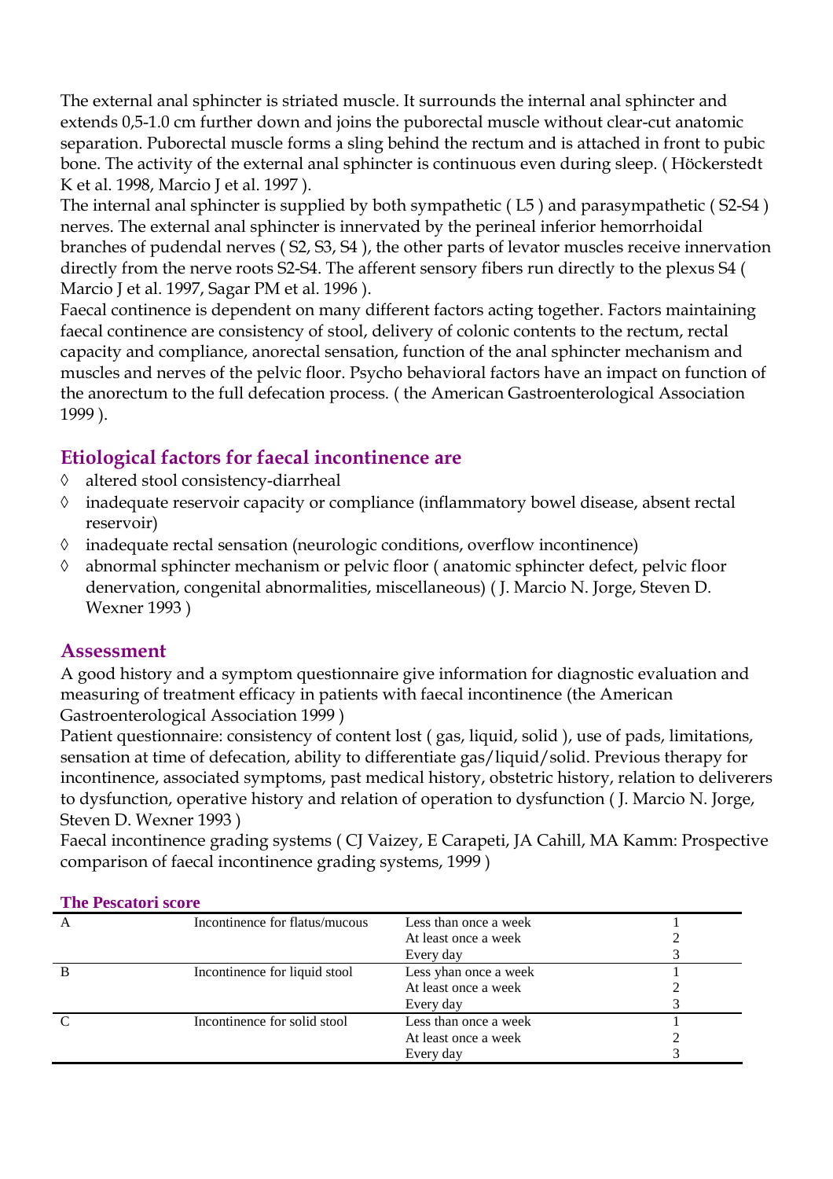The external anal sphincter is striated muscle. It surrounds the internal anal sphincter and extends 0,5-1.0 cm further down and joins the puborectal muscle without clear-cut anatomic separation. Puborectal muscle forms a sling behind the rectum and is attached in front to pubic bone. The activity of the external anal sphincter is continuous even during sleep. ( Höckerstedt K et al. 1998, Marcio J et al. 1997 ).

The internal anal sphincter is supplied by both sympathetic ( L5 ) and parasympathetic ( S2-S4 ) nerves. The external anal sphincter is innervated by the perineal inferior hemorrhoidal branches of pudendal nerves ( S2, S3, S4 ), the other parts of levator muscles receive innervation directly from the nerve roots S2-S4. The afferent sensory fibers run directly to the plexus S4 ( Marcio J et al. 1997, Sagar PM et al. 1996 ).

Faecal continence is dependent on many different factors acting together. Factors maintaining faecal continence are consistency of stool, delivery of colonic contents to the rectum, rectal capacity and compliance, anorectal sensation, function of the anal sphincter mechanism and muscles and nerves of the pelvic floor. Psycho behavioral factors have an impact on function of the anorectum to the full defecation process. ( the American Gastroenterological Association 1999 ).

## Etiological factors for faecal incontinence are

- altered stool consistency-diarrheal
- inadequate reservoir capacity or compliance (inflammatory bowel disease, absent rectal reservoir)
- inadequate rectal sensation (neurologic conditions, overflow incontinence)
- abnormal sphincter mechanism or pelvic floor ( anatomic sphincter defect, pelvic floor denervation, congenital abnormalities, miscellaneous) ( J. Marcio N. Jorge, Steven D. Wexner 1993 )

## Assessment

A good history and a symptom questionnaire give information for diagnostic evaluation and measuring of treatment efficacy in patients with faecal incontinence (the American Gastroenterological Association 1999 )

Patient questionnaire: consistency of content lost ( gas, liquid, solid ), use of pads, limitations, sensation at time of defecation, ability to differentiate gas/liquid/solid. Previous therapy for incontinence, associated symptoms, past medical history, obstetric history, relation to deliverers to dysfunction, operative history and relation of operation to dysfunction ( J. Marcio N. Jorge, Steven D. Wexner 1993 )

Faecal incontinence grading systems ( CJ Vaizey, E Carapeti, JA Cahill, MA Kamm: Prospective comparison of faecal incontinence grading systems, 1999 )

**The Pescatori score**

| | | | |
|---|---|---|---|
| A | Incontinence for flatus/mucous | Less than once a week | 1 |
| | | At least once a week | 2 |
| | | Every day | 3 |
| B | Incontinence for liquid stool | Less yhan once a week | 1 |
| | | At least once a week | 2 |
| | | Every day | 3 |
| C | Incontinence for solid stool | Less than once a week | 1 |
| | | At least once a week | 2 |
| | | Every day | 3 |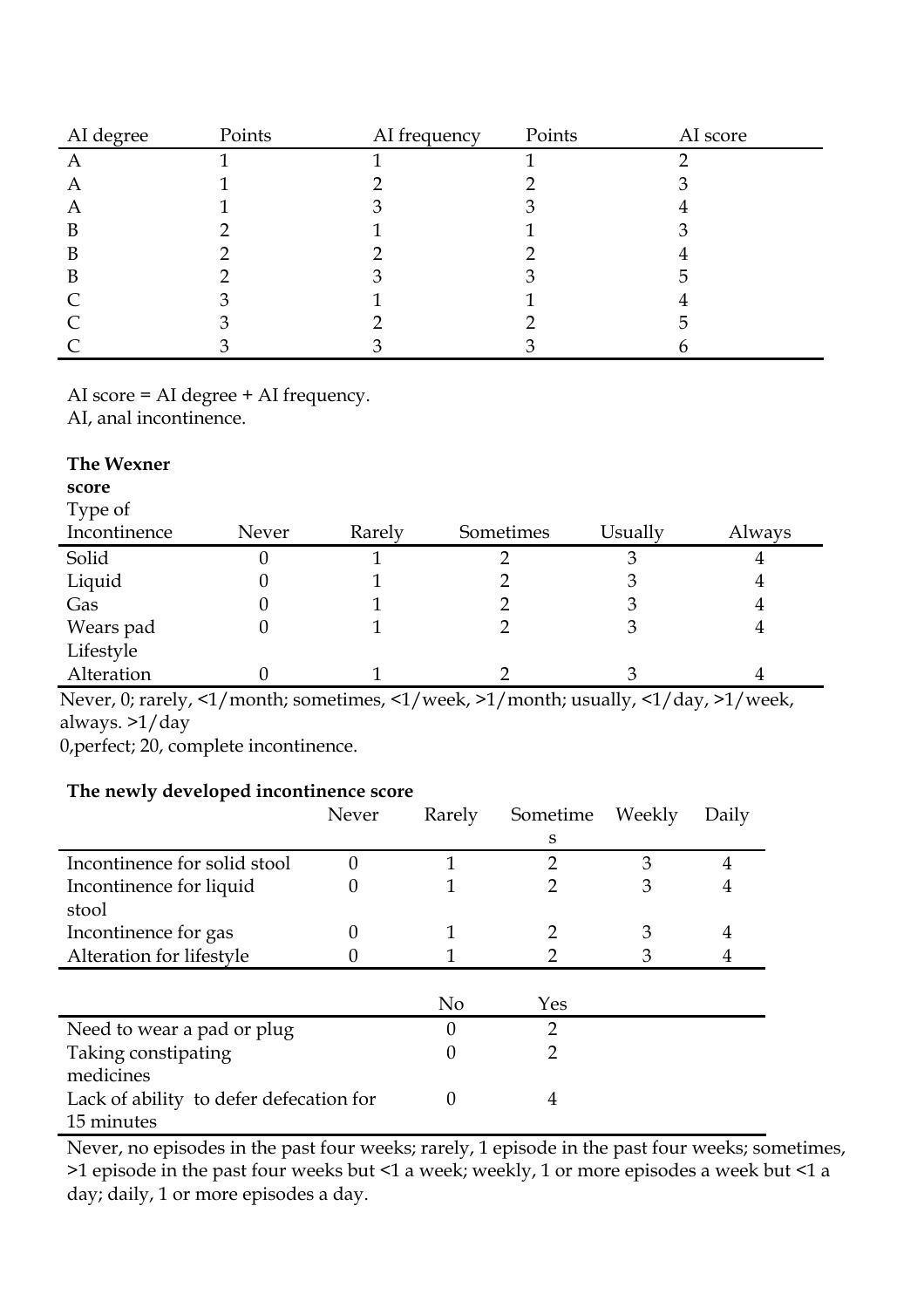| AI degree | Points | AI frequency | Points | AI score |
|---|---|---|---|---|
| A | 1 | 1 | 1 | 2 |
| A | 1 | 2 | 2 | 3 |
| A | 1 | 3 | 3 | 4 |
| B | 2 | 1 | 1 | 3 |
| B | 2 | 2 | 2 | 4 |
| B | 2 | 3 | 3 | 5 |
| C | 3 | 1 | 1 | 4 |
| C | 3 | 2 | 2 | 5 |
| C | 3 | 3 | 3 | 6 |

AI score = AI degree + AI frequency.
AI, anal incontinence.

**The Wexner score**

| Type of Incontinence | Never | Rarely | Sometimes | Usually | Always |
|---|---|---|---|---|---|
| Solid | 0 | 1 | 2 | 3 | 4 |
| Liquid | 0 | 1 | 2 | 3 | 4 |
| Gas | 0 | 1 | 2 | 3 | 4 |
| Wears pad | 0 | 1 | 2 | 3 | 4 |
| Lifestyle Alteration | 0 | 1 | 2 | 3 | 4 |

Never, 0; rarely, <1/month; sometimes, <1/week, >1/month; usually, <1/day, >1/week, always. >1/day
0,perfect; 20, complete incontinence.

**The newly developed incontinence score**

| | Never | Rarely | Sometimes | Weekly | Daily |
|---|---|---|---|---|---|
| Incontinence for solid stool | 0 | 1 | 2 | 3 | 4 |
| Incontinence for liquid stool | 0 | 1 | 2 | 3 | 4 |
| Incontinence for gas | 0 | 1 | 2 | 3 | 4 |
| Alteration for lifestyle | 0 | 1 | 2 | 3 | 4 |

| | No | Yes |
|---|---|---|
| Need to wear a pad or plug | 0 | 2 |
| Taking constipating medicines | 0 | 2 |
| Lack of ability to defer defecation for 15 minutes | 0 | 4 |

Never, no episodes in the past four weeks; rarely, 1 episode in the past four weeks; sometimes, >1 episode in the past four weeks but <1 a week; weekly, 1 or more episodes a week but <1 a day; daily, 1 or more episodes a day.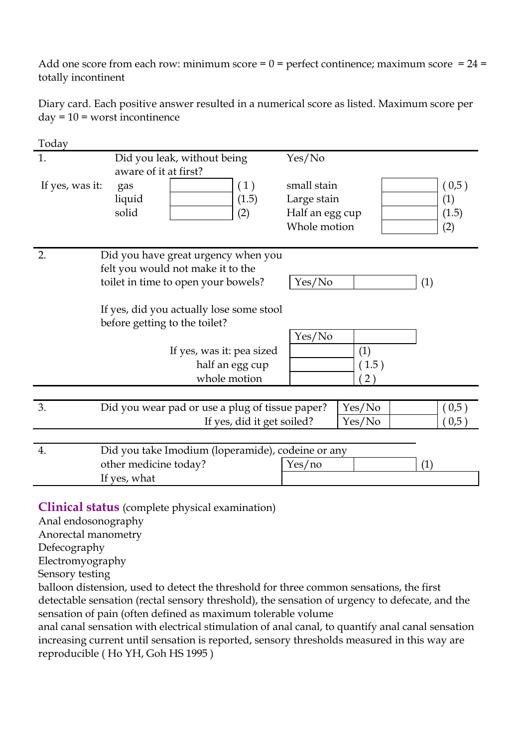Add one score from each row: minimum score = 0 = perfect continence; maximum score = 24 = totally incontinent

Diary card. Each positive answer resulted in a numerical score as listed. Maximum score per day = 10 = worst incontinence

Today

| | | | | | |
|---|---|---|---|---|---|
| 1. | Did you leak, without being aware of it at first? | | Yes/No | | |
| If yes, was it: | gas | ( 1 ) | small stain | | ( 0,5 ) |
| | liquid | (1.5) | Large stain | | (1) |
| | solid | (2) | Half an egg cup | | (1.5) |
| | | | Whole motion | | (2) |

| | | | | |
|---|---|---|---|---|
| 2. | Did you have great urgency when you felt you would not make it to the toilet in time to open your bowels? | Yes/No | | (1) |
| | If yes, did you actually lose some stool before getting to the toilet? | Yes/No | | |
| | If yes, was it: pea sized | | (1) | |
| | half an egg cup | | ( 1.5 ) | |
| | whole motion | | ( 2 ) | |

| | | | | |
|---|---|---|---|---|
| 3. | Did you wear pad or use a plug of tissue paper? | Yes/No | | ( 0,5 ) |
| | If yes, did it get soiled? | Yes/No | | ( 0,5 ) |

| | | | | |
|---|---|---|---|---|
| 4. | Did you take Imodium (loperamide), codeine or any other medicine today? | Yes/no | | (1) |
| | If yes, what | | | |

**Clinical status** (complete physical examination)

Anal endosonography

Anorectal manometry

Defecography

Electromyography

Sensory testing

balloon distension, used to detect the threshold for three common sensations, the first detectable sensation (rectal sensory threshold), the sensation of urgency to defecate, and the sensation of pain (often defined as maximum tolerable volume

anal canal sensation with electrical stimulation of anal canal, to quantify anal canal sensation increasing current until sensation is reported, sensory thresholds measured in this way are reproducible ( Ho YH, Goh HS 1995 )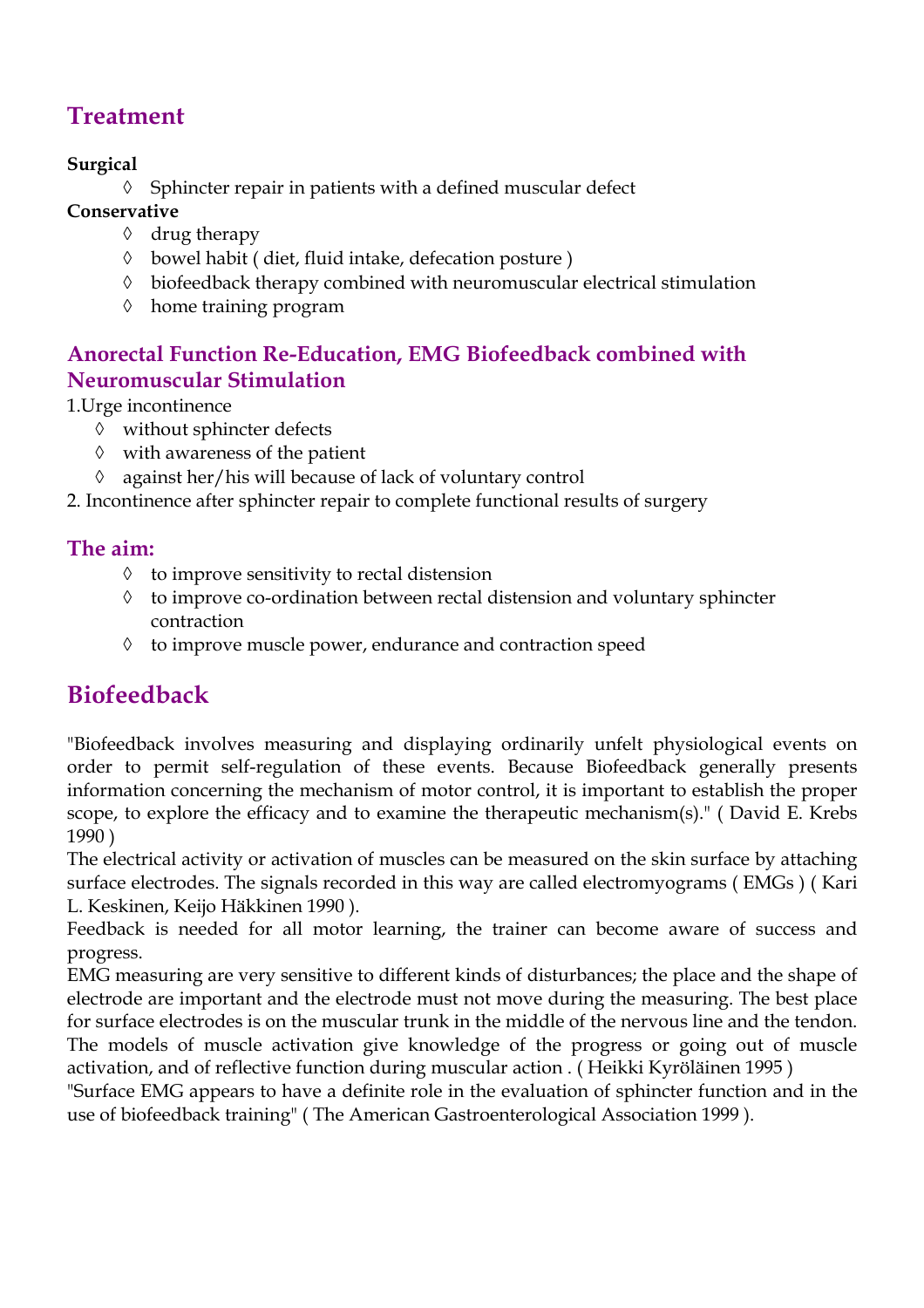## Treatment

**Surgical**

- Sphincter repair in patients with a defined muscular defect

**Conservative**

- drug therapy
- bowel habit ( diet, fluid intake, defecation posture )
- biofeedback therapy combined with neuromuscular electrical stimulation
- home training program

### Anorectal Function Re-Education, EMG Biofeedback combined with Neuromuscular Stimulation

1. Urge incontinence
    - without sphincter defects
    - with awareness of the patient
    - against her/his will because of lack of voluntary control
2. Incontinence after sphincter repair to complete functional results of surgery

### The aim:

- to improve sensitivity to rectal distension
- to improve co-ordination between rectal distension and voluntary sphincter contraction
- to improve muscle power, endurance and contraction speed

## Biofeedback

"Biofeedback involves measuring and displaying ordinarily unfelt physiological events on order to permit self-regulation of these events. Because Biofeedback generally presents information concerning the mechanism of motor control, it is important to establish the proper scope, to explore the efficacy and to examine the therapeutic mechanism(s)." ( David E. Krebs 1990 )

The electrical activity or activation of muscles can be measured on the skin surface by attaching surface electrodes. The signals recorded in this way are called electromyograms ( EMGs ) ( Kari L. Keskinen, Keijo Häkkinen 1990 ).

Feedback is needed for all motor learning, the trainer can become aware of success and progress.

EMG measuring are very sensitive to different kinds of disturbances; the place and the shape of electrode are important and the electrode must not move during the measuring. The best place for surface electrodes is on the muscular trunk in the middle of the nervous line and the tendon. The models of muscle activation give knowledge of the progress or going out of muscle activation, and of reflective function during muscular action . ( Heikki Kyröläinen 1995 )

"Surface EMG appears to have a definite role in the evaluation of sphincter function and in the use of biofeedback training" ( The American Gastroenterological Association 1999 ).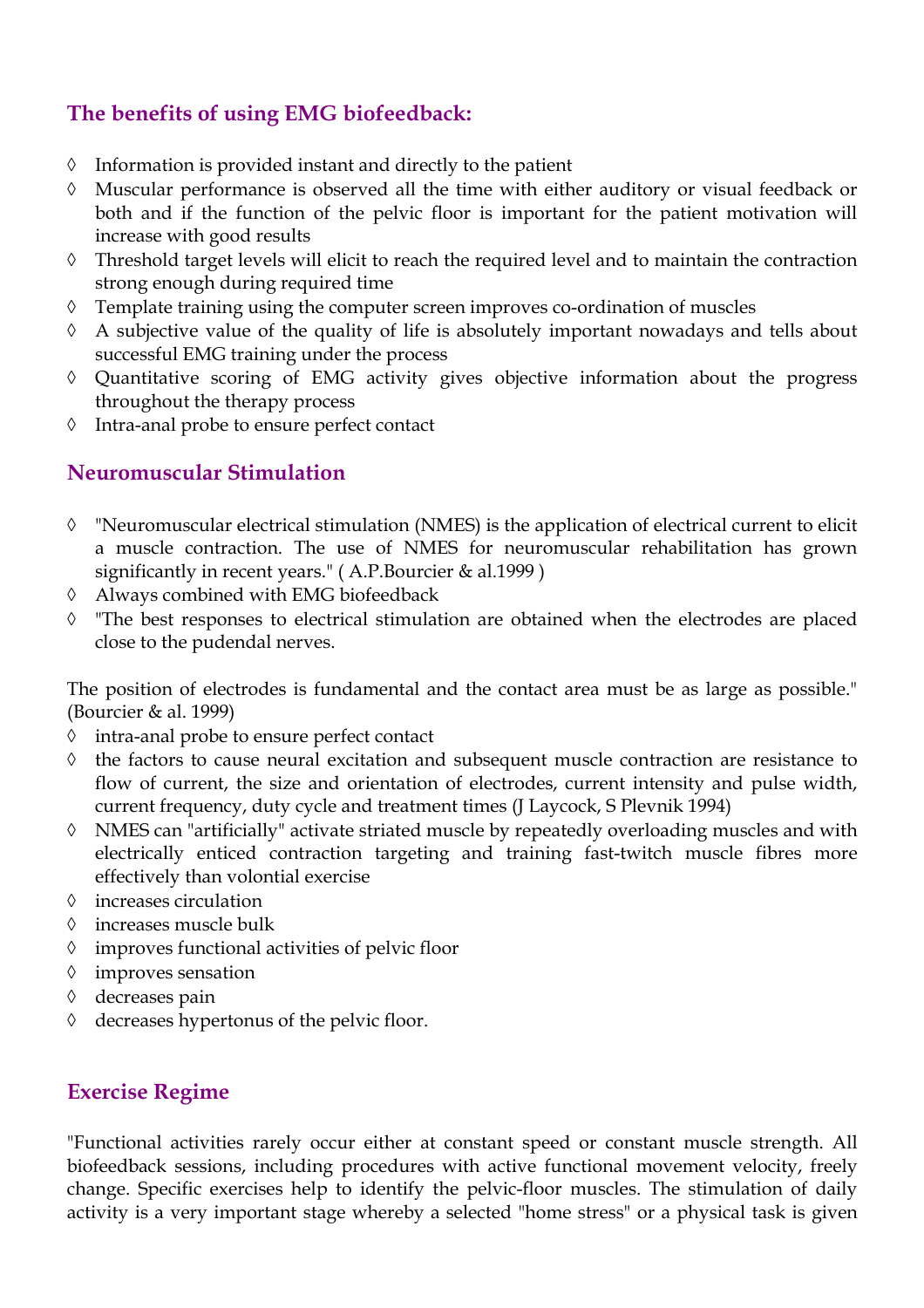## The benefits of using EMG biofeedback:

- Information is provided instant and directly to the patient
- Muscular performance is observed all the time with either auditory or visual feedback or both and if the function of the pelvic floor is important for the patient motivation will increase with good results
- Threshold target levels will elicit to reach the required level and to maintain the contraction strong enough during required time
- Template training using the computer screen improves co-ordination of muscles
- A subjective value of the quality of life is absolutely important nowadays and tells about successful EMG training under the process
- Quantitative scoring of EMG activity gives objective information about the progress throughout the therapy process
- Intra-anal probe to ensure perfect contact

## Neuromuscular Stimulation

- "Neuromuscular electrical stimulation (NMES) is the application of electrical current to elicit a muscle contraction. The use of NMES for neuromuscular rehabilitation has grown significantly in recent years." ( A.P.Bourcier & al.1999 )
- Always combined with EMG biofeedback
- "The best responses to electrical stimulation are obtained when the electrodes are placed close to the pudendal nerves.

The position of electrodes is fundamental and the contact area must be as large as possible." (Bourcier & al. 1999)

- intra-anal probe to ensure perfect contact
- the factors to cause neural excitation and subsequent muscle contraction are resistance to flow of current, the size and orientation of electrodes, current intensity and pulse width, current frequency, duty cycle and treatment times (J Laycock, S Plevnik 1994)
- NMES can "artificially" activate striated muscle by repeatedly overloading muscles and with electrically enticed contraction targeting and training fast-twitch muscle fibres more effectively than volontial exercise
- increases circulation
- increases muscle bulk
- improves functional activities of pelvic floor
- improves sensation
- decreases pain
- decreases hypertonus of the pelvic floor.

## Exercise Regime

"Functional activities rarely occur either at constant speed or constant muscle strength. All biofeedback sessions, including procedures with active functional movement velocity, freely change. Specific exercises help to identify the pelvic-floor muscles. The stimulation of daily activity is a very important stage whereby a selected "home stress" or a physical task is given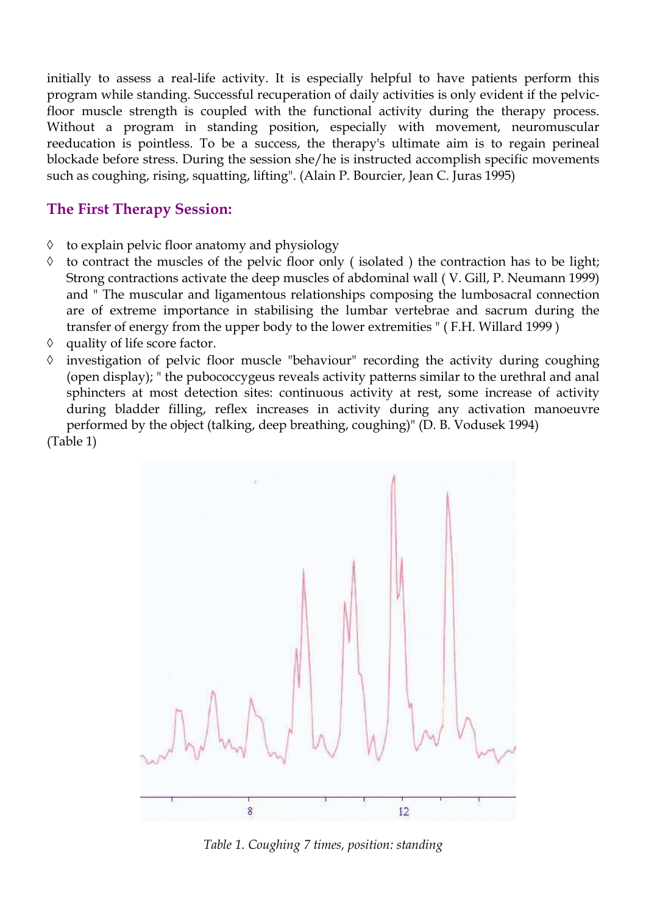initially to assess a real-life activity. It is especially helpful to have patients perform this program while standing. Successful recuperation of daily activities is only evident if the pelvic-floor muscle strength is coupled with the functional activity during the therapy process. Without a program in standing position, especially with movement, neuromuscular reeducation is pointless. To be a success, the therapy's ultimate aim is to regain perineal blockade before stress. During the session she/he is instructed accomplish specific movements such as coughing, rising, squatting, lifting". (Alain P. Bourcier, Jean C. Juras 1995)

## The First Therapy Session:

- to explain pelvic floor anatomy and physiology
- to contract the muscles of the pelvic floor only ( isolated ) the contraction has to be light; Strong contractions activate the deep muscles of abdominal wall ( V. Gill, P. Neumann 1999) and " The muscular and ligamentous relationships composing the lumbosacral connection are of extreme importance in stabilising the lumbar vertebrae and sacrum during the transfer of energy from the upper body to the lower extremities " ( F.H. Willard 1999 )
- quality of life score factor.
- investigation of pelvic floor muscle "behaviour" recording the activity during coughing (open display); " the pubococcygeus reveals activity patterns similar to the urethral and anal sphincters at most detection sites: continuous activity at rest, some increase of activity during bladder filling, reflex increases in activity during any activation manoeuvre performed by the object (talking, deep breathing, coughing)" (D. B. Vodusek 1994)

(Table 1)

*Table 1. Coughing 7 times, position: standing*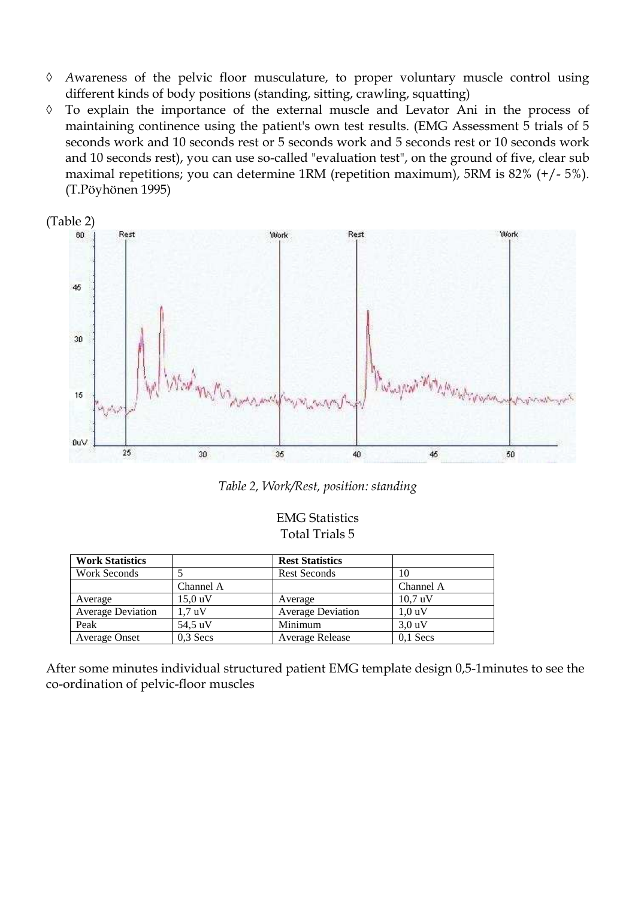◊ *A*wareness of the pelvic floor musculature, to proper voluntary muscle control using different kinds of body positions (standing, sitting, crawling, squatting)

◊ To explain the importance of the external muscle and Levator Ani in the process of maintaining continence using the patient's own test results. (EMG Assessment 5 trials of 5 seconds work and 10 seconds rest or 5 seconds work and 5 seconds rest or 10 seconds work and 10 seconds rest), you can use so-called "evaluation test", on the ground of five, clear sub maximal repetitions; you can determine 1RM (repetition maximum), 5RM is 82% (+/- 5%). (T.Pöyhönen 1995)

(Table 2)

*Table 2, Work/Rest, position: standing*

EMG Statistics
Total Trials 5

| **Work Statistics** | | **Rest Statistics** | |
|---|---|---|---|
| Work Seconds | 5 | Rest Seconds | 10 |
| | Channel A | | Channel A |
| Average | 15,0 uV | Average | 10,7 uV |
| Average Deviation | 1,7 uV | Average Deviation | 1,0 uV |
| Peak | 54,5 uV | Minimum | 3,0 uV |
| Average Onset | 0,3 Secs | Average Release | 0,1 Secs |

After some minutes individual structured patient EMG template design 0,5-1minutes to see the co-ordination of pelvic-floor muscles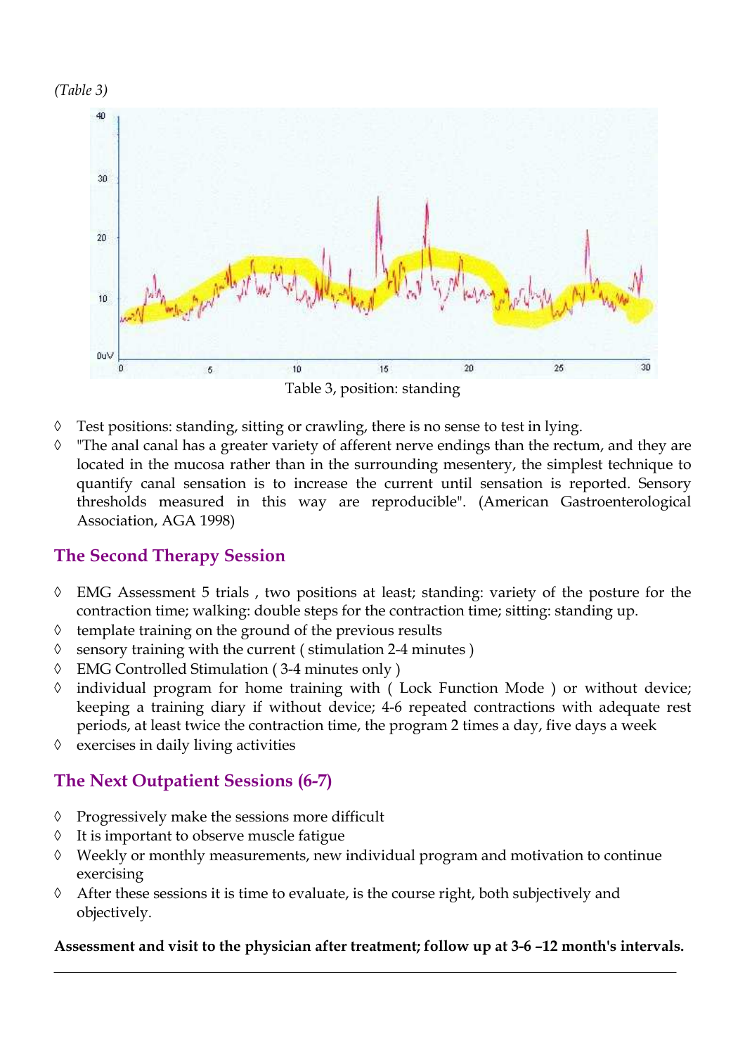*(Table 3)*

Table 3, position: standing

- ◊ Test positions: standing, sitting or crawling, there is no sense to test in lying.
- ◊ "The anal canal has a greater variety of afferent nerve endings than the rectum, and they are located in the mucosa rather than in the surrounding mesentery, the simplest technique to quantify canal sensation is to increase the current until sensation is reported. Sensory thresholds measured in this way are reproducible". (American Gastroenterological Association, AGA 1998)

## The Second Therapy Session

- ◊ EMG Assessment 5 trials , two positions at least; standing: variety of the posture for the contraction time; walking: double steps for the contraction time; sitting: standing up.
- ◊ template training on the ground of the previous results
- ◊ sensory training with the current ( stimulation 2-4 minutes )
- ◊ EMG Controlled Stimulation ( 3-4 minutes only )
- ◊ individual program for home training with ( Lock Function Mode ) or without device; keeping a training diary if without device; 4-6 repeated contractions with adequate rest periods, at least twice the contraction time, the program 2 times a day, five days a week
- ◊ exercises in daily living activities

## The Next Outpatient Sessions (6-7)

- ◊ Progressively make the sessions more difficult
- ◊ It is important to observe muscle fatigue
- ◊ Weekly or monthly measurements, new individual program and motivation to continue exercising
- ◊ After these sessions it is time to evaluate, is the course right, both subjectively and objectively.

**Assessment and visit to the physician after treatment; follow up at 3-6 –12 month's intervals.**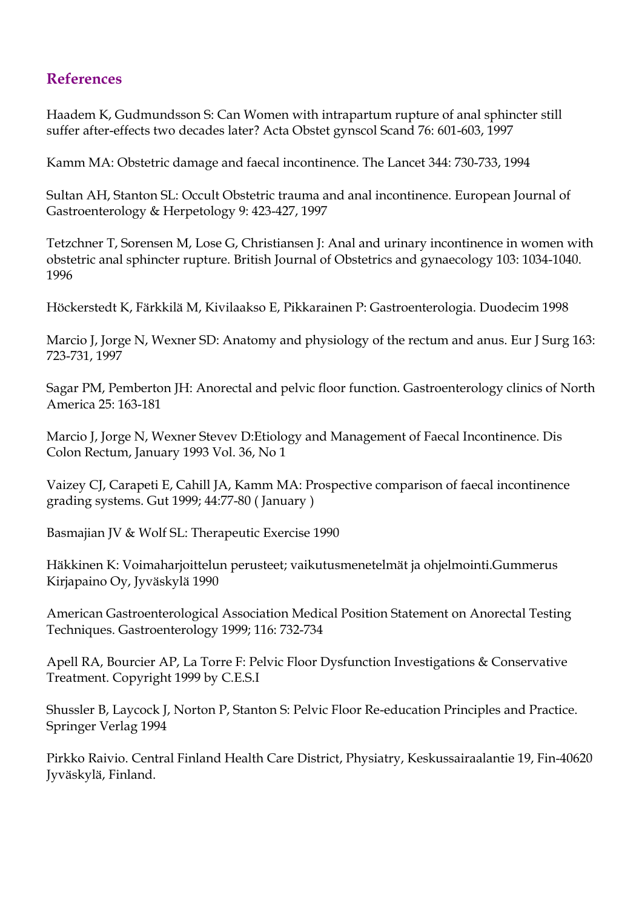## References

Haadem K, Gudmundsson S: Can Women with intrapartum rupture of anal sphincter still suffer after-effects two decades later? Acta Obstet gynscol Scand 76: 601-603, 1997

Kamm MA: Obstetric damage and faecal incontinence. The Lancet 344: 730-733, 1994

Sultan AH, Stanton SL: Occult Obstetric trauma and anal incontinence. European Journal of Gastroenterology & Herpetology 9: 423-427, 1997

Tetzchner T, Sorensen M, Lose G, Christiansen J: Anal and urinary incontinence in women with obstetric anal sphincter rupture. British Journal of Obstetrics and gynaecology 103: 1034-1040. 1996

Höckerstedt K, Färkkilä M, Kivilaakso E, Pikkarainen P: Gastroenterologia. Duodecim 1998

Marcio J, Jorge N, Wexner SD: Anatomy and physiology of the rectum and anus. Eur J Surg 163: 723-731, 1997

Sagar PM, Pemberton JH: Anorectal and pelvic floor function. Gastroenterology clinics of North America 25: 163-181

Marcio J, Jorge N, Wexner Stevev D:Etiology and Management of Faecal Incontinence. Dis Colon Rectum, January 1993 Vol. 36, No 1

Vaizey CJ, Carapeti E, Cahill JA, Kamm MA: Prospective comparison of faecal incontinence grading systems. Gut 1999; 44:77-80 ( January )

Basmajian JV & Wolf SL: Therapeutic Exercise 1990

Häkkinen K: Voimaharjoittelun perusteet; vaikutusmenetelmät ja ohjelmointi.Gummerus Kirjapaino Oy, Jyväskylä 1990

American Gastroenterological Association Medical Position Statement on Anorectal Testing Techniques. Gastroenterology 1999; 116: 732-734

Apell RA, Bourcier AP, La Torre F: Pelvic Floor Dysfunction Investigations & Conservative Treatment. Copyright 1999 by C.E.S.I

Shussler B, Laycock J, Norton P, Stanton S: Pelvic Floor Re-education Principles and Practice. Springer Verlag 1994

Pirkko Raivio. Central Finland Health Care District, Physiatry, Keskussairaalantie 19, Fin-40620 Jyväskylä, Finland.